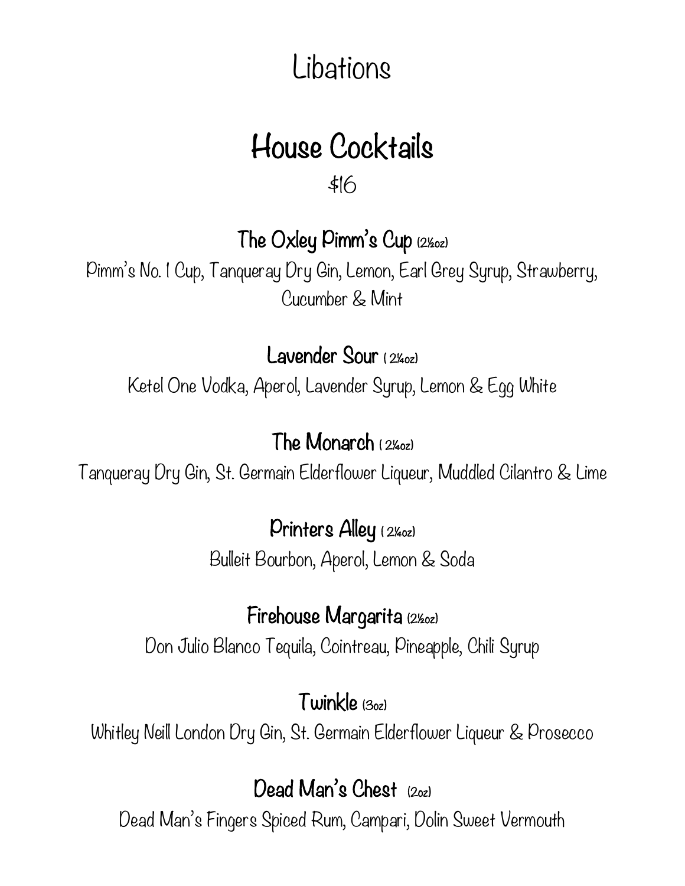# Libations

## House Cocktails

$16

### The Oxley Pimm's Cup (2½oz)

Pimm's No. 1 Cup, Tanqueray Dry Gin, Lemon, Earl Grey Syrup, Strawberry, Cucumber & Mint

### Lavender Sour ( 2¼oz)

Ketel One Vodka, Aperol, Lavender Syrup, Lemon & Egg White

### The Monarch ( 2¼oz)

Tanqueray Dry Gin, St. Germain Elderflower Liqueur, Muddled Cilantro & Lime

### Printers Alley ( 2¼oz)

Bulleit Bourbon, Aperol, Lemon & Soda

### Firehouse Margarita (2½oz)

Don Julio Blanco Tequila, Cointreau, Pineapple, Chili Syrup

### Twinkle (3oz)

Whitley Neill London Dry Gin, St. Germain Elderflower Liqueur & Prosecco

### Dead Man's Chest (2oz)

Dead Man's Fingers Spiced Rum, Campari, Dolin Sweet Vermouth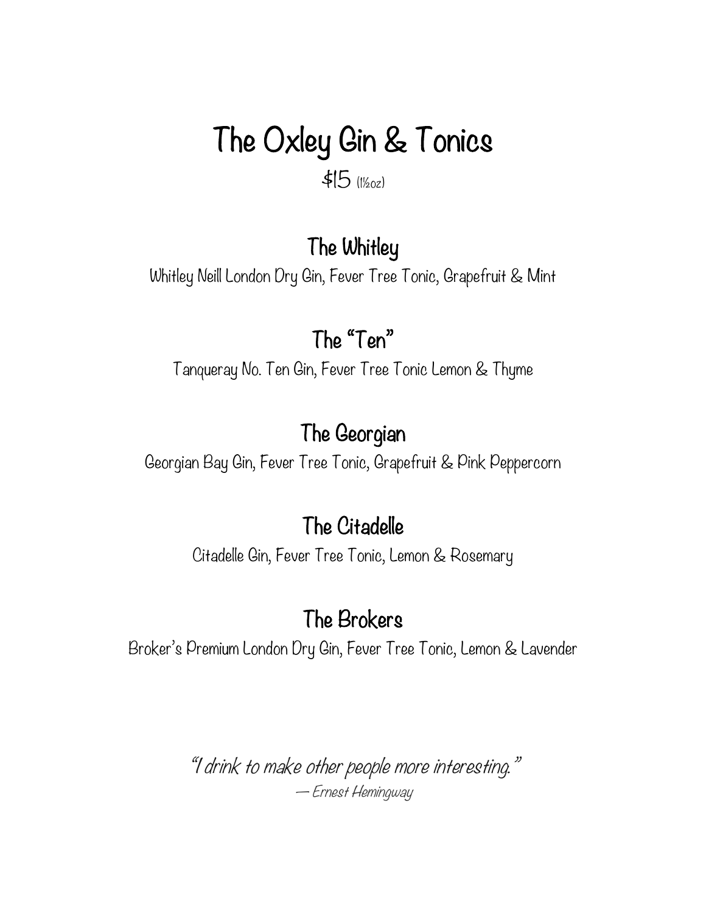# The Oxley Gin & Tonics

$15 (1½oz)

## The Whitley

Whitley Neill London Dry Gin, Fever Tree Tonic, Grapefruit & Mint

## The "Ten"

Tanqueray No. Ten Gin, Fever Tree Tonic Lemon & Thyme

## The Georgian

Georgian Bay Gin, Fever Tree Tonic, Grapefruit & Pink Peppercorn

## The Citadelle

Citadelle Gin, Fever Tree Tonic, Lemon & Rosemary

## The Brokers

Broker's Premium London Dry Gin, Fever Tree Tonic, Lemon & Lavender

*"I drink to make other people more interesting."*
*— Ernest Hemingway*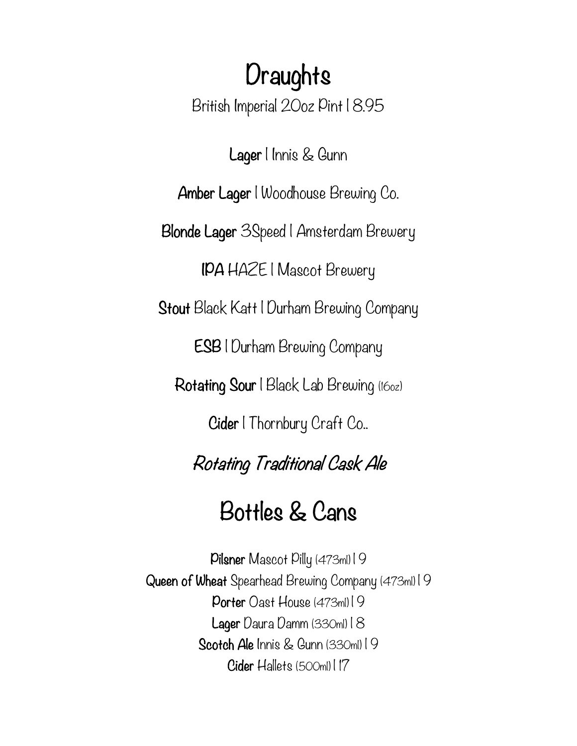# Draughts

British Imperial 20oz Pint | 8.95

**Lager** | Innis & Gunn

**Amber Lager** | Woodhouse Brewing Co.

**Blonde Lager** 3Speed | Amsterdam Brewery

**IPA** HAZE | Mascot Brewery

**Stout** Black Katt | Durham Brewing Company

**ESB** | Durham Brewing Company

**Rotating Sour** | Black Lab Brewing (16oz)

**Cider** | Thornbury Craft Co..

***Rotating Traditional Cask Ale***

# Bottles & Cans

**Pilsner** Mascot Pilly (473ml) | 9
**Queen of Wheat** Spearhead Brewing Company (473ml) | 9
**Porter** Oast House (473ml) | 9
**Lager** Daura Damm (330ml) | 8
**Scotch Ale** Innis & Gunn (330ml) | 9
**Cider** Hallets (500ml) | 17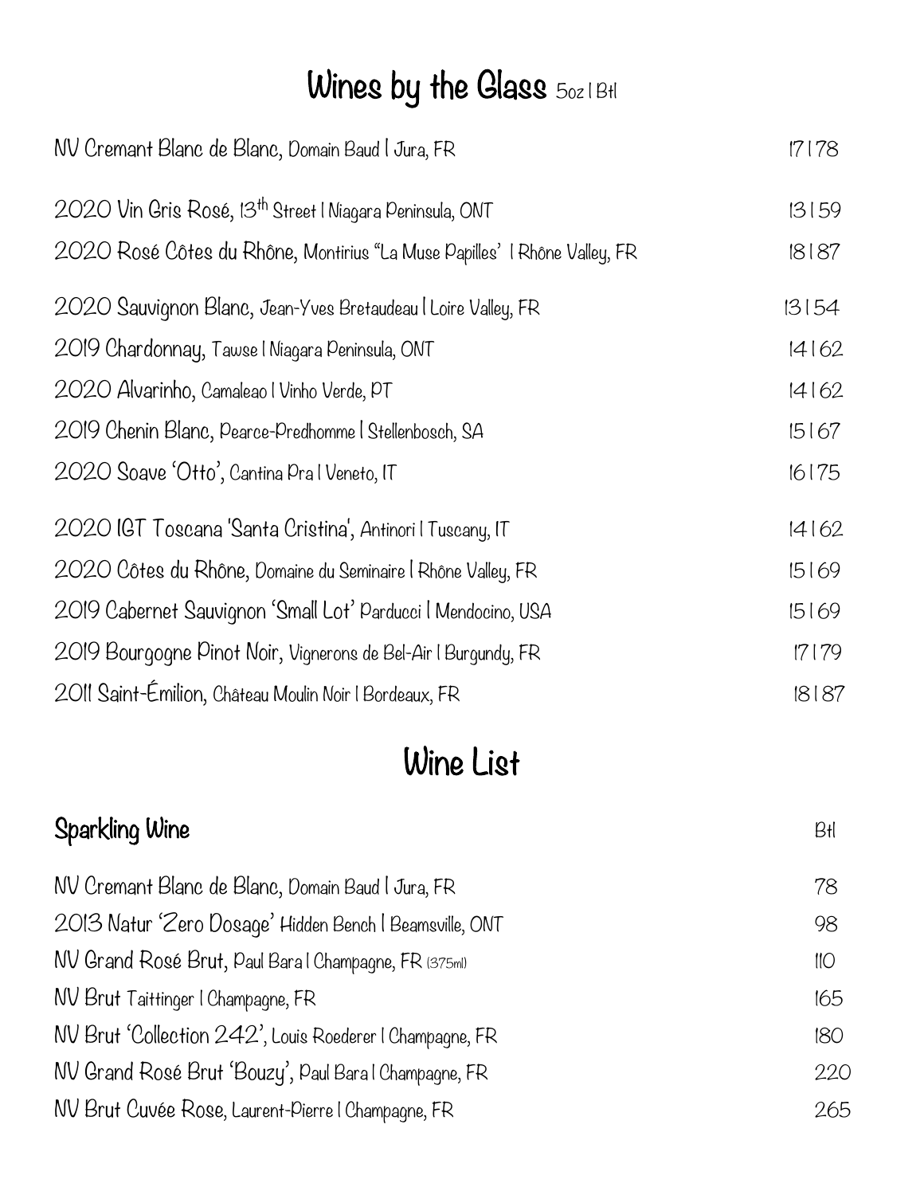# Wines by the Glass 5oz | Btl

| Wine | 5oz \| Btl |
|---|---|
| NV Cremant Blanc de Blanc, Domain Baud \| Jura, FR | 17 \| 78 |
| 2020 Vin Gris Rosé, 13th Street \| Niagara Peninsula, ONT | 13 \| 59 |
| 2020 Rosé Côtes du Rhône, Montirius "La Muse Papilles' \| Rhône Valley, FR | 18 \| 87 |
| 2020 Sauvignon Blanc, Jean-Yves Bretaudeau \| Loire Valley, FR | 13 \| 54 |
| 2019 Chardonnay, Tawse \| Niagara Peninsula, ONT | 14 \| 62 |
| 2020 Alvarinho, Camaleao \| Vinho Verde, PT | 14 \| 62 |
| 2019 Chenin Blanc, Pearce-Predhomme \| Stellenbosch, SA | 15 \| 67 |
| 2020 Soave 'Otto', Cantina Pra \| Veneto, IT | 16 \| 75 |
| 2020 IGT Toscana 'Santa Cristina', Antinori \| Tuscany, IT | 14 \| 62 |
| 2020 Côtes du Rhône, Domaine du Seminaire \| Rhône Valley, FR | 15 \| 69 |
| 2019 Cabernet Sauvignon 'Small Lot' Parducci \| Mendocino, USA | 15 \| 69 |
| 2019 Bourgogne Pinot Noir, Vignerons de Bel-Air \| Burgundy, FR | 17 \| 79 |
| 2011 Saint-Émilion, Château Moulin Noir \| Bordeaux, FR | 18 \| 87 |

# Wine List

## Sparkling Wine

| Wine | Btl |
|---|---|
| NV Cremant Blanc de Blanc, Domain Baud \| Jura, FR | 78 |
| 2013 Natur 'Zero Dosage' Hidden Bench \| Beamsville, ONT | 98 |
| NV Grand Rosé Brut, Paul Bara \| Champagne, FR (375ml) | 110 |
| NV Brut Taittinger \| Champagne, FR | 165 |
| NV Brut 'Collection 242', Louis Roederer \| Champagne, FR | 180 |
| NV Grand Rosé Brut 'Bouzy', Paul Bara \| Champagne, FR | 220 |
| NV Brut Cuvée Rose, Laurent-Pierre \| Champagne, FR | 265 |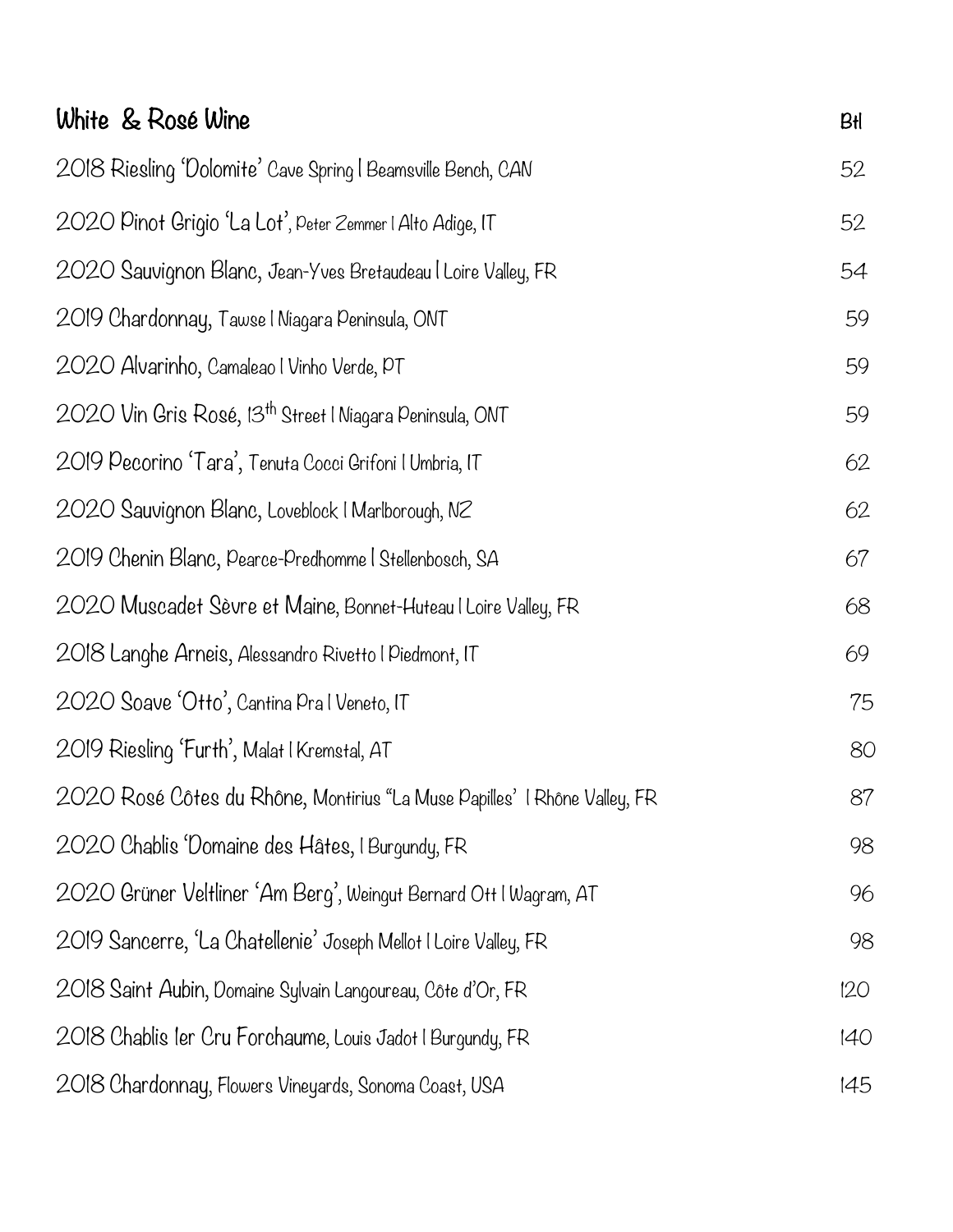| White & Rosé Wine | Btl |
| --- | --- |
| 2018 Riesling 'Dolomite' Cave Spring I Beamsville Bench, CAN | 52 |
| 2020 Pinot Grigio 'La Lot', Peter Zemmer I Alto Adige, IT | 52 |
| 2020 Sauvignon Blanc, Jean-Yves Bretaudeau I Loire Valley, FR | 54 |
| 2019 Chardonnay, Tawse I Niagara Peninsula, ONT | 59 |
| 2020 Alvarinho, Camaleao I Vinho Verde, PT | 59 |
| 2020 Vin Gris Rosé, 13th Street I Niagara Peninsula, ONT | 59 |
| 2019 Pecorino 'Tara', Tenuta Cocci Grifoni I Umbria, IT | 62 |
| 2020 Sauvignon Blanc, Loveblock I Marlborough, NZ | 62 |
| 2019 Chenin Blanc, Pearce-Predhomme I Stellenbosch, SA | 67 |
| 2020 Muscadet Sèvre et Maine, Bonnet-Huteau I Loire Valley, FR | 68 |
| 2018 Langhe Arneis, Alessandro Rivetto I Piedmont, IT | 69 |
| 2020 Soave 'Otto', Cantina Pra I Veneto, IT | 75 |
| 2019 Riesling 'Furth', Malat I Kremstal, AT | 80 |
| 2020 Rosé Côtes du Rhône, Montirius "La Muse Papilles' I Rhône Valley, FR | 87 |
| 2020 Chablis 'Domaine des Hâtes, I Burgundy, FR | 98 |
| 2020 Grüner Veltliner 'Am Berg', Weingut Bernard Ott I Wagram, AT | 96 |
| 2019 Sancerre, 'La Chatellenie' Joseph Mellot I Loire Valley, FR | 98 |
| 2018 Saint Aubin, Domaine Sylvain Langoureau, Côte d'Or, FR | 120 |
| 2018 Chablis 1er Cru Forchaume, Louis Jadot I Burgundy, FR | 140 |
| 2018 Chardonnay, Flowers Vineyards, Sonoma Coast, USA | 145 |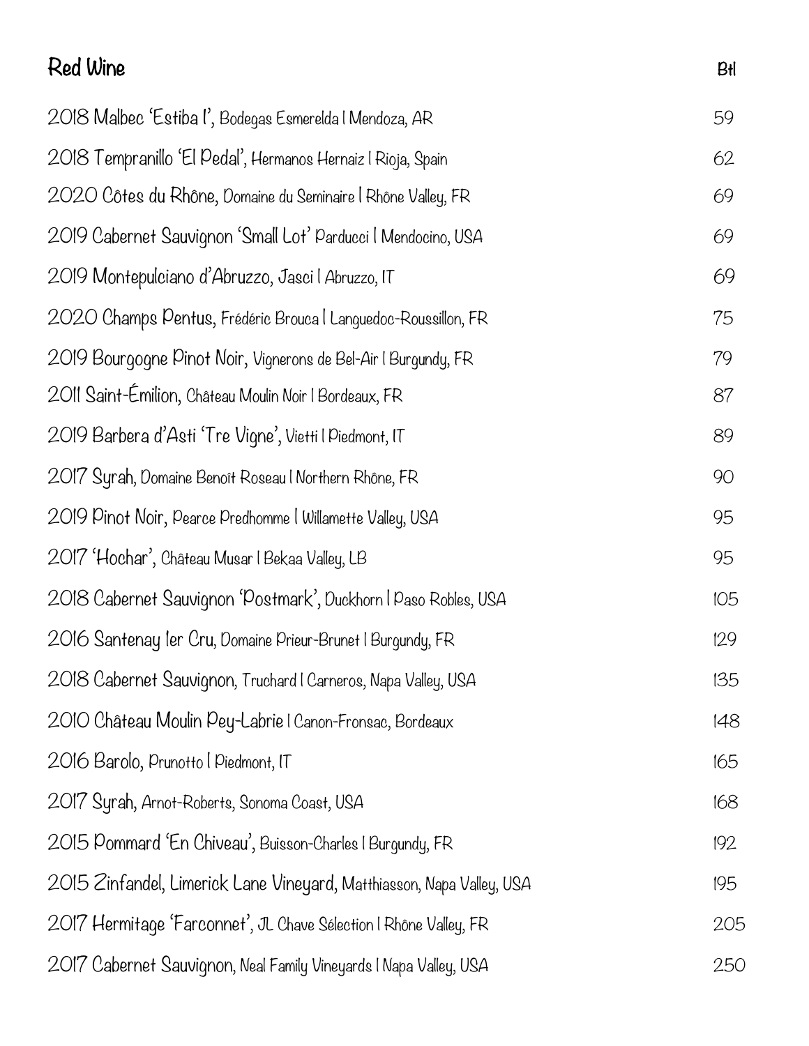## Red Wine

| | Btl |
|---|---|
| 2018 Malbec 'Estiba I', Bodegas Esmerelda I Mendoza, AR | 59 |
| 2018 Tempranillo 'El Pedal', Hermanos Hernaiz I Rioja, Spain | 62 |
| 2020 Côtes du Rhône, Domaine du Seminaire I Rhône Valley, FR | 69 |
| 2019 Cabernet Sauvignon 'Small Lot' Parducci I Mendocino, USA | 69 |
| 2019 Montepulciano d'Abruzzo, Jasci I Abruzzo, IT | 69 |
| 2020 Champs Pentus, Frédéric Brouca I Languedoc-Roussillon, FR | 75 |
| 2019 Bourgogne Pinot Noir, Vignerons de Bel-Air I Burgundy, FR | 79 |
| 2011 Saint-Émilion, Château Moulin Noir I Bordeaux, FR | 87 |
| 2019 Barbera d'Asti 'Tre Vigne', Vietti I Piedmont, IT | 89 |
| 2017 Syrah, Domaine Benoît Roseau I Northern Rhône, FR | 90 |
| 2019 Pinot Noir, Pearce Predhomme I Willamette Valley, USA | 95 |
| 2017 'Hochar', Château Musar I Bekaa Valley, LB | 95 |
| 2018 Cabernet Sauvignon 'Postmark', Duckhorn I Paso Robles, USA | 105 |
| 2016 Santenay 1er Cru, Domaine Prieur-Brunet I Burgundy, FR | 129 |
| 2018 Cabernet Sauvignon, Truchard I Carneros, Napa Valley, USA | 135 |
| 2010 Château Moulin Pey-Labrie I Canon-Fronsac, Bordeaux | 148 |
| 2016 Barolo, Prunotto I Piedmont, IT | 165 |
| 2017 Syrah, Arnot-Roberts, Sonoma Coast, USA | 168 |
| 2015 Pommard 'En Chiveau', Buisson-Charles I Burgundy, FR | 192 |
| 2015 Zinfandel, Limerick Lane Vineyard, Matthiasson, Napa Valley, USA | 195 |
| 2017 Hermitage 'Farconnet', JL Chave Sélection I Rhône Valley, FR | 205 |
| 2017 Cabernet Sauvignon, Neal Family Vineyards I Napa Valley, USA | 250 |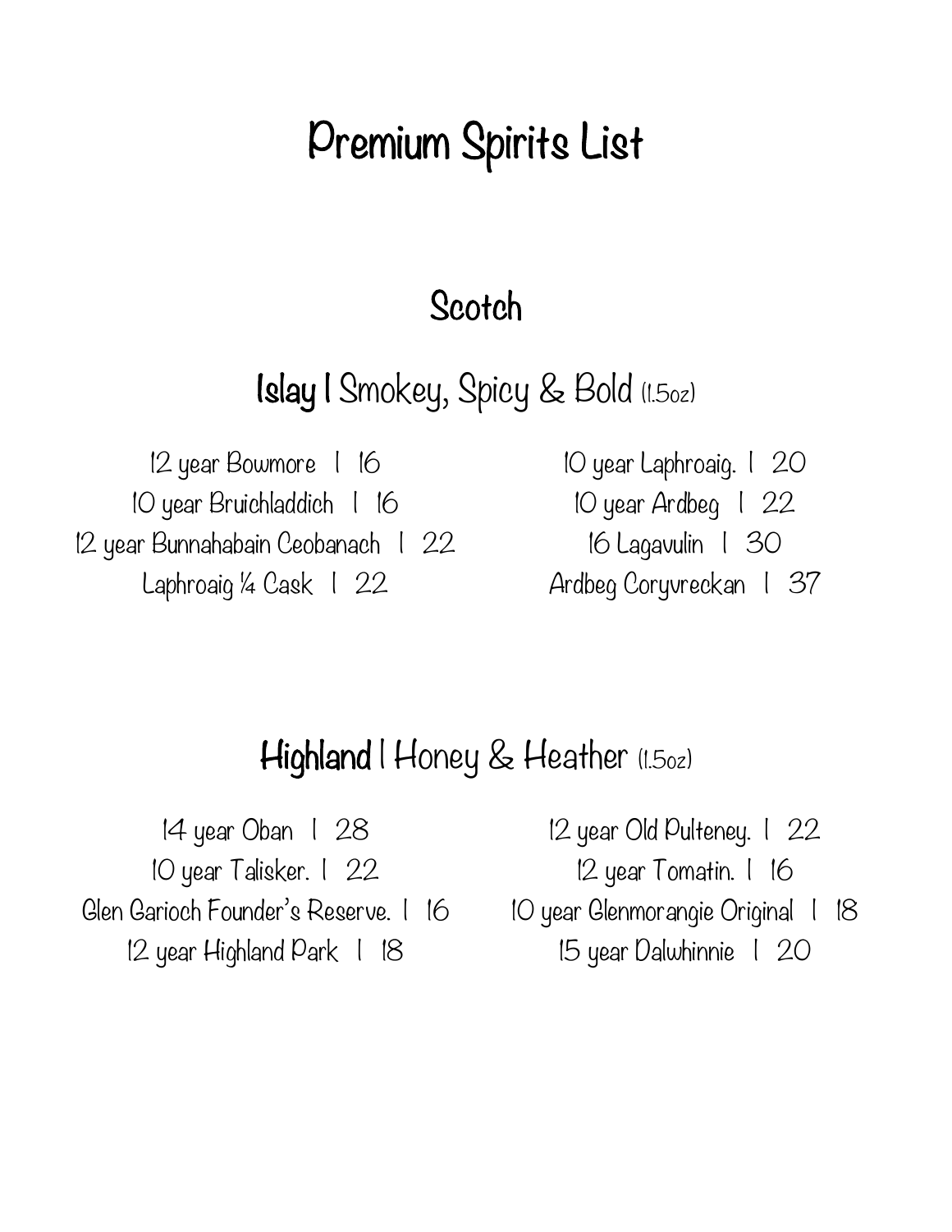# Premium Spirits List

## Scotch

### **Islay** | Smokey, Spicy & Bold (1.5oz)

12 year Bowmore | 16
10 year Bruichladdich | 16
12 year Bunnahabain Ceobanach | 22
Laphroaig ¼ Cask | 22
10 year Laphroaig. | 20
10 year Ardbeg | 22
16 Lagavulin | 30
Ardbeg Coryvreckan | 37

### **Highland** | Honey & Heather (1.5oz)

14 year Oban | 28
10 year Talisker. | 22
Glen Garioch Founder's Reserve. | 16
12 year Highland Park | 18
12 year Old Pulteney. | 22
12 year Tomatin. | 16
10 year Glenmorangie Original | 18
15 year Dalwhinnie | 20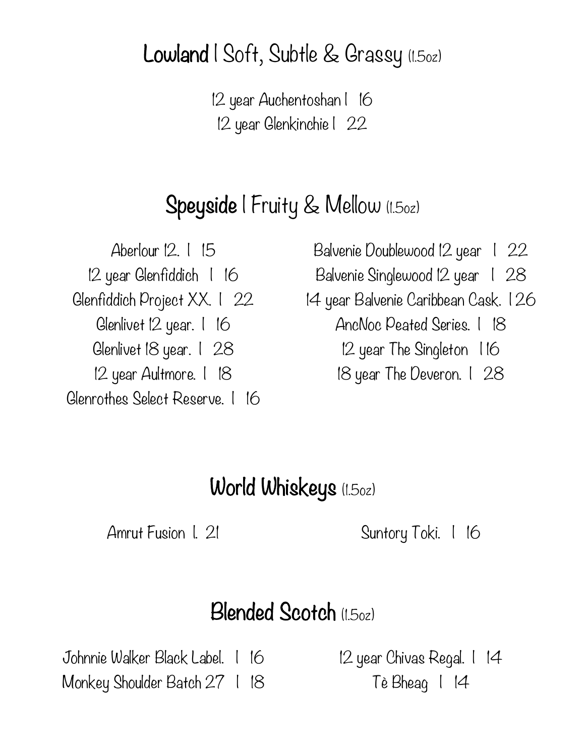## **Lowland** | Soft, Subtle & Grassy (1.5oz)

12 year Auchentoshan | 16

12 year Glenkinchie | 22

## **Speyside** | Fruity & Mellow (1.5oz)

Aberlour 12. | 15

12 year Glenfiddich | 16

Glenfiddich Project XX. | 22

Glenlivet 12 year. | 16

Glenlivet 18 year. | 28

12 year Aultmore. | 18

Glenrothes Select Reserve. | 16

Balvenie Doublewood 12 year | 22

Balvenie Singlewood 12 year | 28

14 year Balvenie Caribbean Cask. | 26

AncNoc Peated Series. | 18

12 year The Singleton | 16

18 year The Deveron. | 28

## **World Whiskeys** (1.5oz)

Amrut Fusion |. 21

Suntory Toki. | 16

## **Blended Scotch** (1.5oz)

Johnnie Walker Black Label. | 16

Monkey Shoulder Batch 27 | 18

12 year Chivas Regal. | 14

Tè Bheag | 14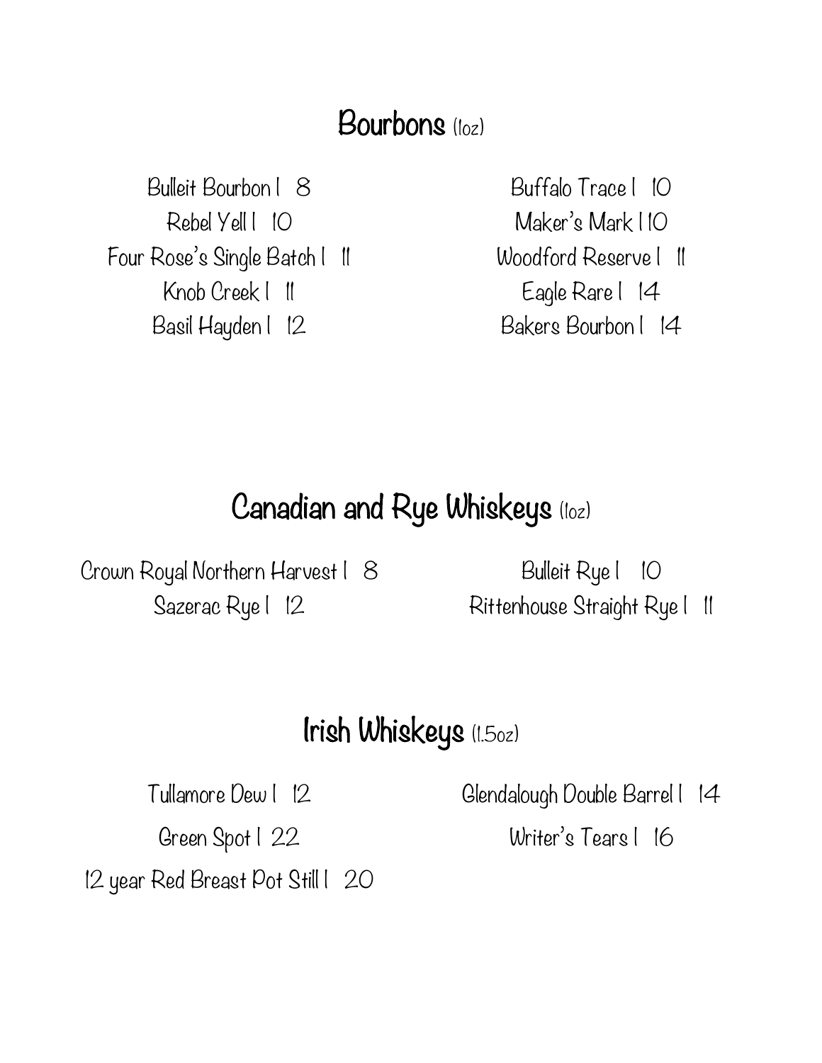## Bourbons (1oz)

Bulleit Bourbon | 8

Rebel Yell | 10

Four Rose's Single Batch | 11

Knob Creek | 11

Basil Hayden | 12

Buffalo Trace | 10

Maker's Mark | 10

Woodford Reserve | 11

Eagle Rare | 14

Bakers Bourbon | 14

## Canadian and Rye Whiskeys (1oz)

Crown Royal Northern Harvest | 8

Sazerac Rye | 12

Bulleit Rye | 10

Rittenhouse Straight Rye | 11

## Irish Whiskeys (1.5oz)

Tullamore Dew | 12

Green Spot | 22

12 year Red Breast Pot Still | 20

Glendalough Double Barrel | 14

Writer's Tears | 16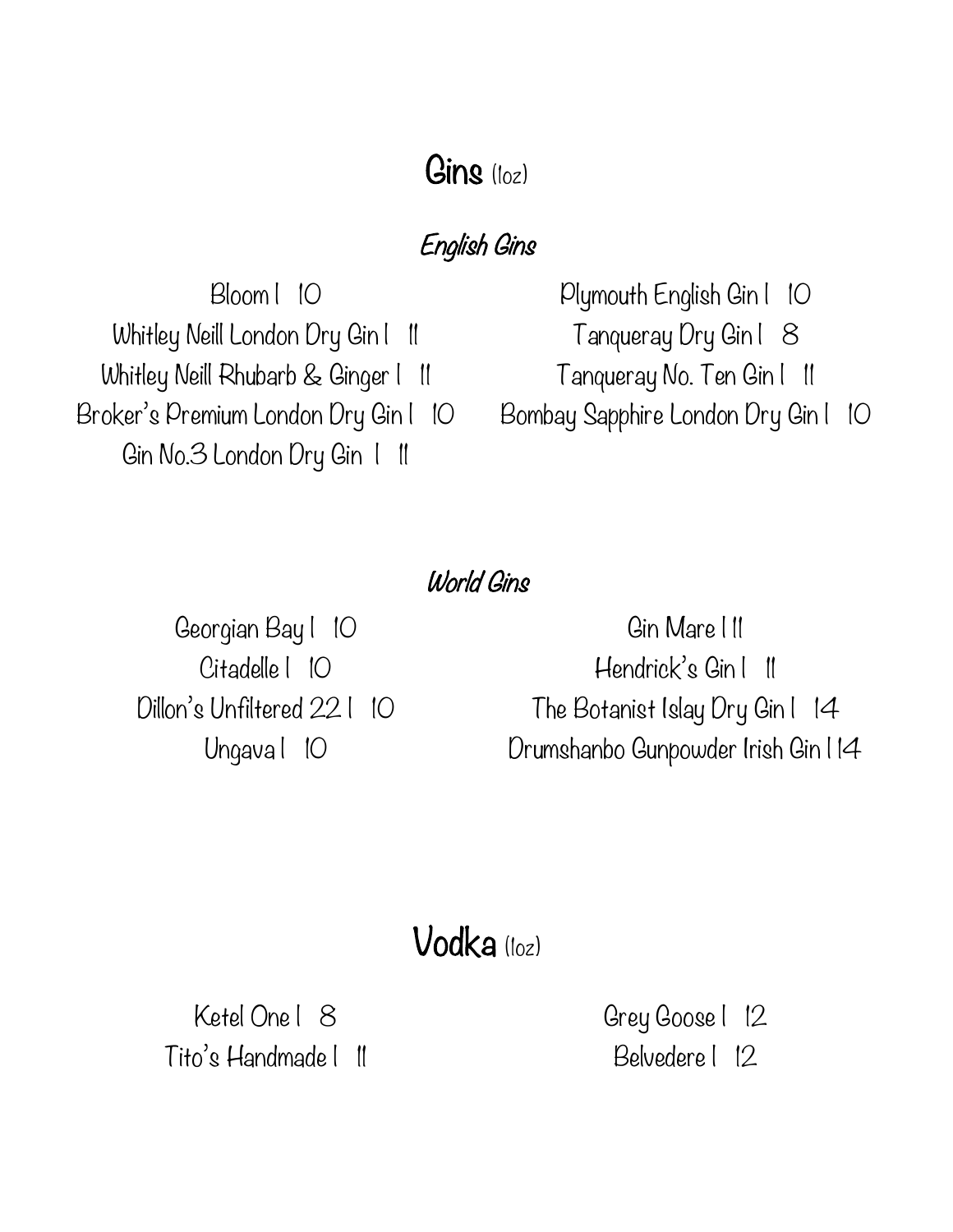# Gins (1oz)

## *English Gins*

Bloom | 10

Whitley Neill London Dry Gin | 11

Whitley Neill Rhubarb & Ginger | 11

Broker's Premium London Dry Gin | 10

Gin No.3 London Dry Gin | 11

Plymouth English Gin | 10

Tanqueray Dry Gin | 8

Tanqueray No. Ten Gin | 11

Bombay Sapphire London Dry Gin | 10

## *World Gins*

Georgian Bay | 10

Citadelle | 10

Dillon's Unfiltered 22 | 10

Ungava | 10

Gin Mare | 11

Hendrick's Gin | 11

The Botanist Islay Dry Gin | 14

Drumshanbo Gunpowder Irish Gin | 14

# Vodka (1oz)

Ketel One | 8

Tito's Handmade | 11

Grey Goose | 12

Belvedere | 12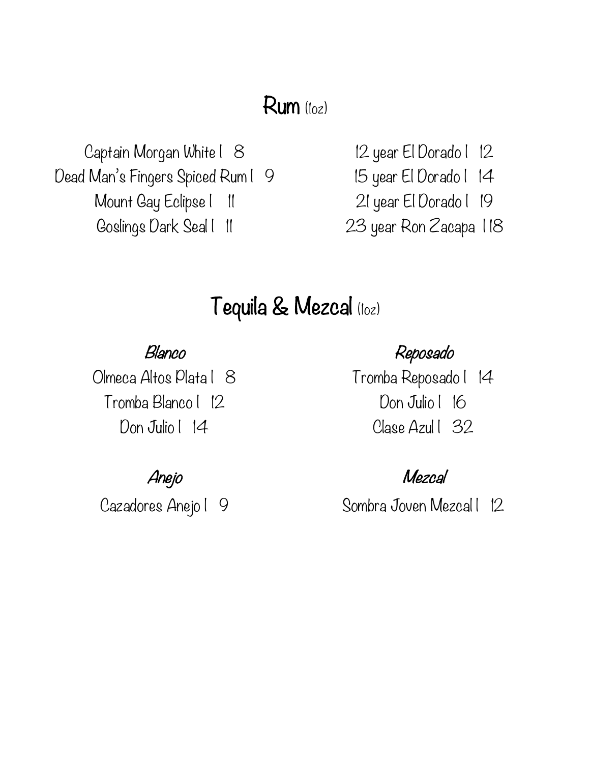## Rum (1oz)

Captain Morgan White | 8
Dead Man's Fingers Spiced Rum | 9
Mount Gay Eclipse | 11
Goslings Dark Seal | 11

12 year El Dorado | 12
15 year El Dorado | 14
21 year El Dorado | 19
23 year Ron Zacapa | 18

## Tequila & Mezcal (1oz)

### *Blanco*

Olmeca Altos Plata | 8
Tromba Blanco | 12
Don Julio | 14

### *Reposado*

Tromba Reposado | 14
Don Julio | 16
Clase Azul | 32

### *Anejo*

Cazadores Anejo | 9

### *Mezcal*

Sombra Joven Mezcal | 12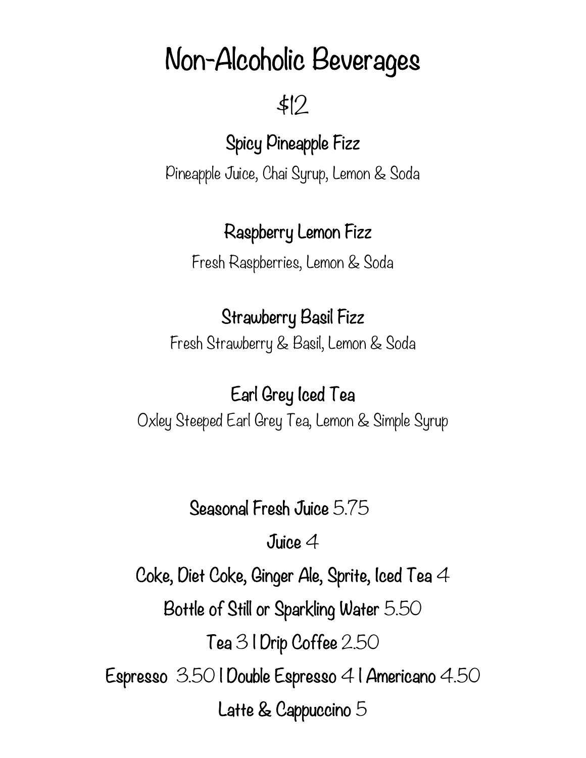# Non-Alcoholic Beverages

$12

**Spicy Pineapple Fizz**

Pineapple Juice, Chai Syrup, Lemon & Soda

**Raspberry Lemon Fizz**

Fresh Raspberries, Lemon & Soda

**Strawberry Basil Fizz**

Fresh Strawberry & Basil, Lemon & Soda

**Earl Grey Iced Tea**

Oxley Steeped Earl Grey Tea, Lemon & Simple Syrup

**Seasonal Fresh Juice** 5.75

**Juice** 4

**Coke, Diet Coke, Ginger Ale, Sprite, Iced Tea** 4

**Bottle of Still or Sparkling Water** 5.50

**Tea** 3 | **Drip Coffee** 2.50

**Espresso** 3.50 | **Double Espresso** 4 | **Americano** 4.50

**Latte & Cappuccino** 5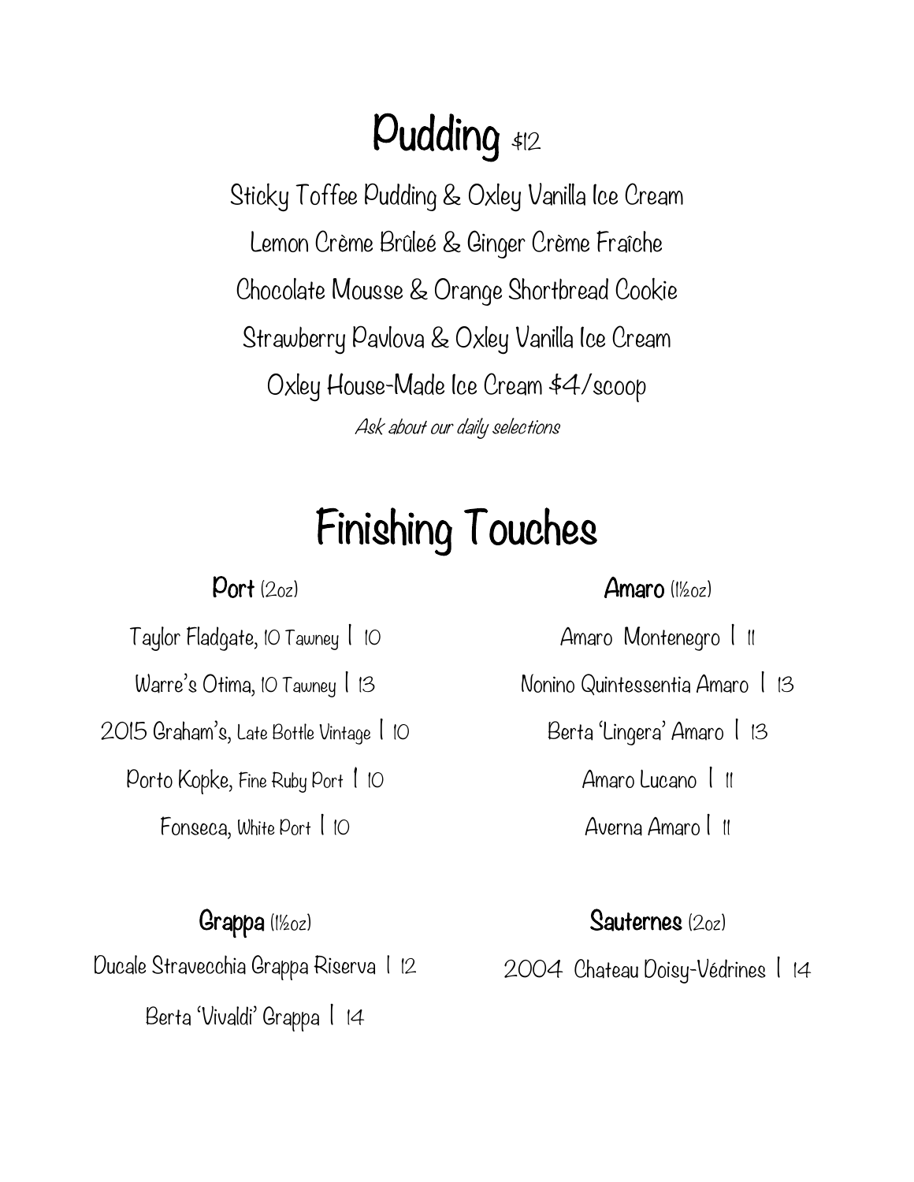# Pudding $12

Sticky Toffee Pudding & Oxley Vanilla Ice Cream

Lemon Crème Brûleé & Ginger Crème Fraîche

Chocolate Mousse & Orange Shortbread Cookie

Strawberry Pavlova & Oxley Vanilla Ice Cream

Oxley House-Made Ice Cream $4/scoop

*Ask about our daily selections*

# Finishing Touches

## Port (2oz)

Taylor Fladgate, 10 Tawney | 10

Warre's Otima, 10 Tawney | 13

2015 Graham's, Late Bottle Vintage | 10

Porto Kopke, Fine Ruby Port | 10

Fonseca, White Port | 10

## Amaro (1½oz)

Amaro Montenegro | 11

Nonino Quintessentia Amaro | 13

Berta 'Lingera' Amaro | 13

Amaro Lucano | 11

Averna Amaro | 11

## Grappa (1½oz)

Ducale Stravecchia Grappa Riserva | 12

Berta 'Vivaldi' Grappa | 14

## Sauternes (2oz)

2004 Chateau Doisy-Védrines | 14